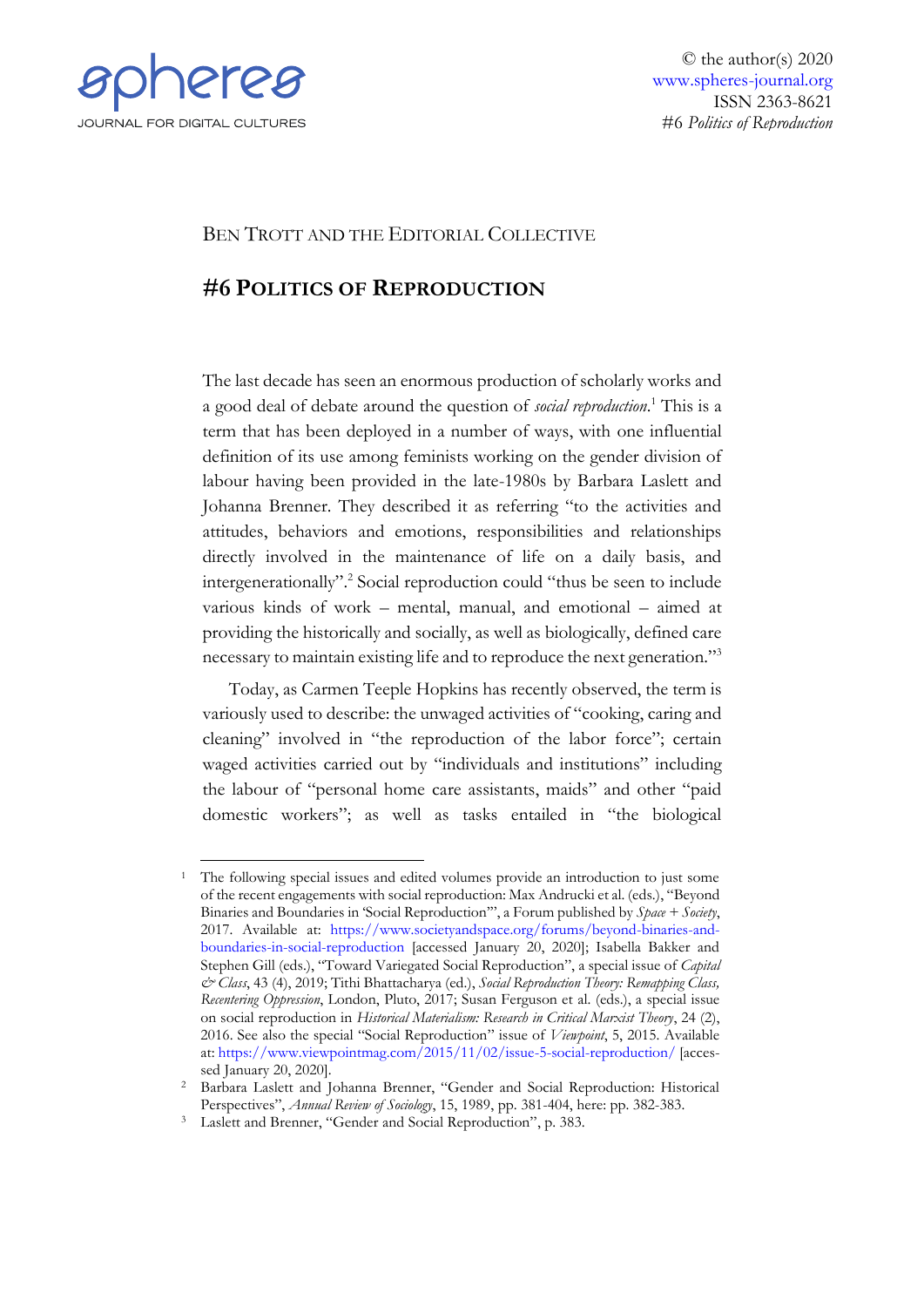Ben Trott and the Editorial Collective

# #6 Politics of Reproduction

The last decade has seen an enormous production of scholarly works and a good deal of debate around the question of *social reproduction*.[1] This is a term that has been deployed in a number of ways, with one influential definition of its use among feminists working on the gender division of labour having been provided in the late-1980s by Barbara Laslett and Johanna Brenner. They described it as referring "to the activities and attitudes, behaviors and emotions, responsibilities and relationships directly involved in the maintenance of life on a daily basis, and intergenerationally".[2] Social reproduction could "thus be seen to include various kinds of work – mental, manual, and emotional – aimed at providing the historically and socially, as well as biologically, defined care necessary to maintain existing life and to reproduce the next generation."[3]

Today, as Carmen Teeple Hopkins has recently observed, the term is variously used to describe: the unwaged activities of "cooking, caring and cleaning" involved in "the reproduction of the labor force"; certain waged activities carried out by "individuals and institutions" including the labour of "personal home care assistants, maids" and other "paid domestic workers"; as well as tasks entailed in "the biological

---

[1] The following special issues and edited volumes provide an introduction to just some of the recent engagements with social reproduction: Max Andrucki et al. (eds.), "Beyond Binaries and Boundaries in 'Social Reproduction'", a Forum published by *Space + Society*, 2017. Available at: https://www.societyandspace.org/forums/beyond-binaries-and-boundaries-in-social-reproduction [accessed January 20, 2020]; Isabella Bakker and Stephen Gill (eds.), "Toward Variegated Social Reproduction", a special issue of *Capital & Class*, 43 (4), 2019; Tithi Bhattacharya (ed.), *Social Reproduction Theory: Remapping Class, Recentering Oppression*, London, Pluto, 2017; Susan Ferguson et al. (eds.), a special issue on social reproduction in *Historical Materialism: Research in Critical Marxist Theory*, 24 (2), 2016. See also the special "Social Reproduction" issue of *Viewpoint*, 5, 2015. Available at: https://www.viewpointmag.com/2015/11/02/issue-5-social-reproduction/ [accessed January 20, 2020].

[2] Barbara Laslett and Johanna Brenner, "Gender and Social Reproduction: Historical Perspectives", *Annual Review of Sociology*, 15, 1989, pp. 381-404, here: pp. 382-383.

[3] Laslett and Brenner, "Gender and Social Reproduction", p. 383.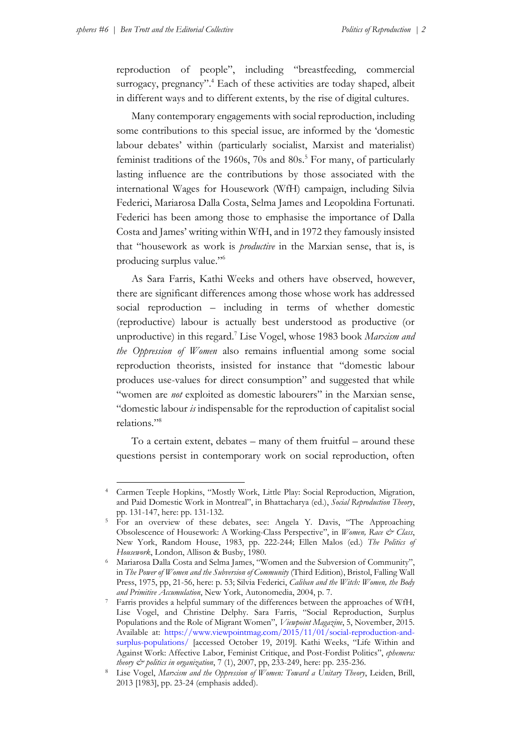reproduction of people", including "breastfeeding, commercial surrogacy, pregnancy".[4] Each of these activities are today shaped, albeit in different ways and to different extents, by the rise of digital cultures.

Many contemporary engagements with social reproduction, including some contributions to this special issue, are informed by the 'domestic labour debates' within (particularly socialist, Marxist and materialist) feminist traditions of the 1960s, 70s and 80s.[5] For many, of particularly lasting influence are the contributions by those associated with the international Wages for Housework (WfH) campaign, including Silvia Federici, Mariarosa Dalla Costa, Selma James and Leopoldina Fortunati. Federici has been among those to emphasise the importance of Dalla Costa and James' writing within WfH, and in 1972 they famously insisted that "housework as work is *productive* in the Marxian sense, that is, is producing surplus value."[6]

As Sara Farris, Kathi Weeks and others have observed, however, there are significant differences among those whose work has addressed social reproduction – including in terms of whether domestic (reproductive) labour is actually best understood as productive (or unproductive) in this regard.[7] Lise Vogel, whose 1983 book *Marxism and the Oppression of Women* also remains influential among some social reproduction theorists, insisted for instance that "domestic labour produces use-values for direct consumption" and suggested that while "women are *not* exploited as domestic labourers" in the Marxian sense, "domestic labour *is* indispensable for the reproduction of capitalist social relations."[8]

To a certain extent, debates – many of them fruitful – around these questions persist in contemporary work on social reproduction, often

---

[4] Carmen Teeple Hopkins, "Mostly Work, Little Play: Social Reproduction, Migration, and Paid Domestic Work in Montreal", in Bhattacharya (ed.), *Social Reproduction Theory*, pp. 131-147, here: pp. 131-132.

[5] For an overview of these debates, see: Angela Y. Davis, "The Approaching Obsolescence of Housework: A Working-Class Perspective", in *Women, Race & Class*, New York, Random House, 1983, pp. 222-244; Ellen Malos (ed.) *The Politics of Housework*, London, Allison & Busby, 1980.

[6] Mariarosa Dalla Costa and Selma James, "Women and the Subversion of Community", in *The Power of Women and the Subversion of Community* (Third Edition), Bristol, Falling Wall Press, 1975, pp, 21-56, here: p. 53; Silvia Federici, *Caliban and the Witch: Women, the Body and Primitive Accumulation*, New York, Autonomedia, 2004, p. 7.

[7] Farris provides a helpful summary of the differences between the approaches of WfH, Lise Vogel, and Christine Delphy. Sara Farris, "Social Reproduction, Surplus Populations and the Role of Migrant Women", *Viewpoint Magazine*, 5, November, 2015. Available at: https://www.viewpointmag.com/2015/11/01/social-reproduction-and-surplus-populations/ [accessed October 19, 2019]. Kathi Weeks, "Life Within and Against Work: Affective Labor, Feminist Critique, and Post-Fordist Politics", *ephemera: theory & politics in organization*, 7 (1), 2007, pp, 233-249, here: pp. 235-236.

[8] Lise Vogel, *Marxism and the Oppression of Women: Toward a Unitary Theory*, Leiden, Brill, 2013 [1983], pp. 23-24 (emphasis added).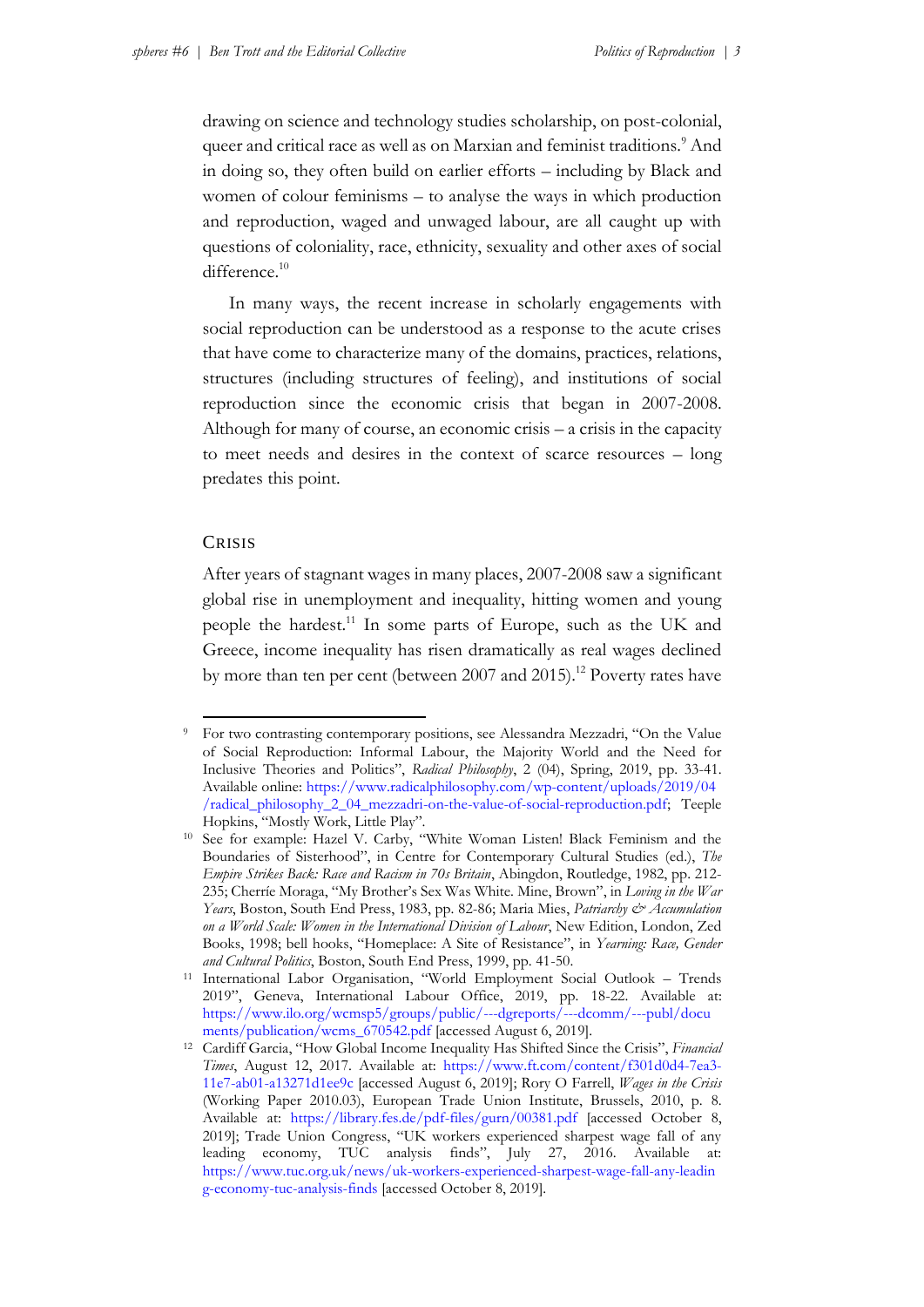drawing on science and technology studies scholarship, on post-colonial, queer and critical race as well as on Marxian and feminist traditions.[9] And in doing so, they often build on earlier efforts – including by Black and women of colour feminisms – to analyse the ways in which production and reproduction, waged and unwaged labour, are all caught up with questions of coloniality, race, ethnicity, sexuality and other axes of social difference.[10]

In many ways, the recent increase in scholarly engagements with social reproduction can be understood as a response to the acute crises that have come to characterize many of the domains, practices, relations, structures (including structures of feeling), and institutions of social reproduction since the economic crisis that began in 2007-2008. Although for many of course, an economic crisis – a crisis in the capacity to meet needs and desires in the context of scarce resources – long predates this point.

## CRISIS

After years of stagnant wages in many places, 2007-2008 saw a significant global rise in unemployment and inequality, hitting women and young people the hardest.[11] In some parts of Europe, such as the UK and Greece, income inequality has risen dramatically as real wages declined by more than ten per cent (between 2007 and 2015).[12] Poverty rates have

---

[9] For two contrasting contemporary positions, see Alessandra Mezzadri, "On the Value of Social Reproduction: Informal Labour, the Majority World and the Need for Inclusive Theories and Politics", *Radical Philosophy*, 2 (04), Spring, 2019, pp. 33-41. Available online: https://www.radicalphilosophy.com/wp-content/uploads/2019/04/radical_philosophy_2_04_mezzadri-on-the-value-of-social-reproduction.pdf; Teeple Hopkins, "Mostly Work, Little Play".

[10] See for example: Hazel V. Carby, "White Woman Listen! Black Feminism and the Boundaries of Sisterhood", in Centre for Contemporary Cultural Studies (ed.), *The Empire Strikes Back: Race and Racism in 70s Britain*, Abingdon, Routledge, 1982, pp. 212-235; Cherríe Moraga, "My Brother's Sex Was White. Mine, Brown", in *Loving in the War Years*, Boston, South End Press, 1983, pp. 82-86; Maria Mies, *Patriarchy & Accumulation on a World Scale: Women in the International Division of Labour*, New Edition, London, Zed Books, 1998; bell hooks, "Homeplace: A Site of Resistance", in *Yearning: Race, Gender and Cultural Politics*, Boston, South End Press, 1999, pp. 41-50.

[11] International Labor Organisation, "World Employment Social Outlook – Trends 2019", Geneva, International Labour Office, 2019, pp. 18-22. Available at: https://www.ilo.org/wcmsp5/groups/public/---dgreports/---dcomm/---publ/documents/publication/wcms_670542.pdf [accessed August 6, 2019].

[12] Cardiff Garcia, "How Global Income Inequality Has Shifted Since the Crisis", *Financial Times*, August 12, 2017. Available at: https://www.ft.com/content/f301d0d4-7ea3-11e7-ab01-a13271d1ee9c [accessed August 6, 2019]; Rory O Farrell, *Wages in the Crisis* (Working Paper 2010.03), European Trade Union Institute, Brussels, 2010, p. 8. Available at: https://library.fes.de/pdf-files/gurn/00381.pdf [accessed October 8, 2019]; Trade Union Congress, "UK workers experienced sharpest wage fall of any leading economy, TUC analysis finds", July 27, 2016. Available at: https://www.tuc.org.uk/news/uk-workers-experienced-sharpest-wage-fall-any-leading-economy-tuc-analysis-finds [accessed October 8, 2019].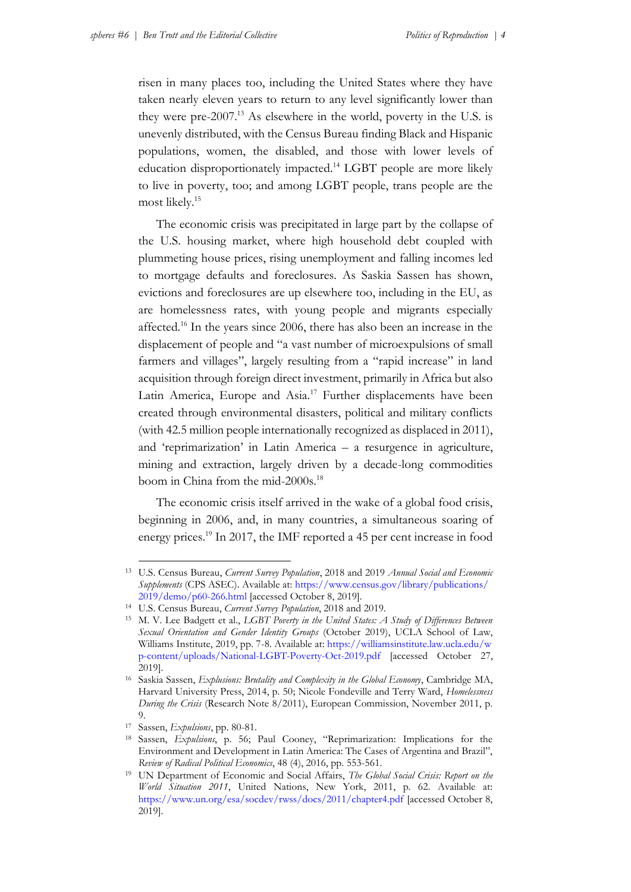risen in many places too, including the United States where they have taken nearly eleven years to return to any level significantly lower than they were pre-2007.[13] As elsewhere in the world, poverty in the U.S. is unevenly distributed, with the Census Bureau finding Black and Hispanic populations, women, the disabled, and those with lower levels of education disproportionately impacted.[14] LGBT people are more likely to live in poverty, too; and among LGBT people, trans people are the most likely.[15]

The economic crisis was precipitated in large part by the collapse of the U.S. housing market, where high household debt coupled with plummeting house prices, rising unemployment and falling incomes led to mortgage defaults and foreclosures. As Saskia Sassen has shown, evictions and foreclosures are up elsewhere too, including in the EU, as are homelessness rates, with young people and migrants especially affected.[16] In the years since 2006, there has also been an increase in the displacement of people and "a vast number of microexpulsions of small farmers and villages", largely resulting from a "rapid increase" in land acquisition through foreign direct investment, primarily in Africa but also Latin America, Europe and Asia.[17] Further displacements have been created through environmental disasters, political and military conflicts (with 42.5 million people internationally recognized as displaced in 2011), and 'reprimarization' in Latin America – a resurgence in agriculture, mining and extraction, largely driven by a decade-long commodities boom in China from the mid-2000s.[18]

The economic crisis itself arrived in the wake of a global food crisis, beginning in 2006, and, in many countries, a simultaneous soaring of energy prices.[19] In 2017, the IMF reported a 45 per cent increase in food

---

[13] U.S. Census Bureau, *Current Survey Population*, 2018 and 2019 *Annual Social and Economic Supplements* (CPS ASEC). Available at: https://www.census.gov/library/publications/2019/demo/p60-266.html [accessed October 8, 2019].

[14] U.S. Census Bureau, *Current Survey Population*, 2018 and 2019.

[15] M. V. Lee Badgett et al., *LGBT Poverty in the United States: A Study of Differences Between Sexual Orientation and Gender Identity Groups* (October 2019), UCLA School of Law, Williams Institute, 2019, pp. 7-8. Available at: https://williamsinstitute.law.ucla.edu/wp-content/uploads/National-LGBT-Poverty-Oct-2019.pdf [accessed October 27, 2019].

[16] Saskia Sassen, *Explusions: Brutality and Complexity in the Global Economy*, Cambridge MA, Harvard University Press, 2014, p. 50; Nicole Fondeville and Terry Ward, *Homelessness During the Crisis* (Research Note 8/2011), European Commission, November 2011, p. 9.

[17] Sassen, *Expulsions*, pp. 80-81.

[18] Sassen, *Expulsions*, p. 56; Paul Cooney, "Reprimarization: Implications for the Environment and Development in Latin America: The Cases of Argentina and Brazil", *Review of Radical Political Economics*, 48 (4), 2016, pp. 553-561.

[19] UN Department of Economic and Social Affairs, *The Global Social Crisis: Report on the World Situation 2011*, United Nations, New York, 2011, p. 62. Available at: https://www.un.org/esa/socdev/rwss/docs/2011/chapter4.pdf [accessed October 8, 2019].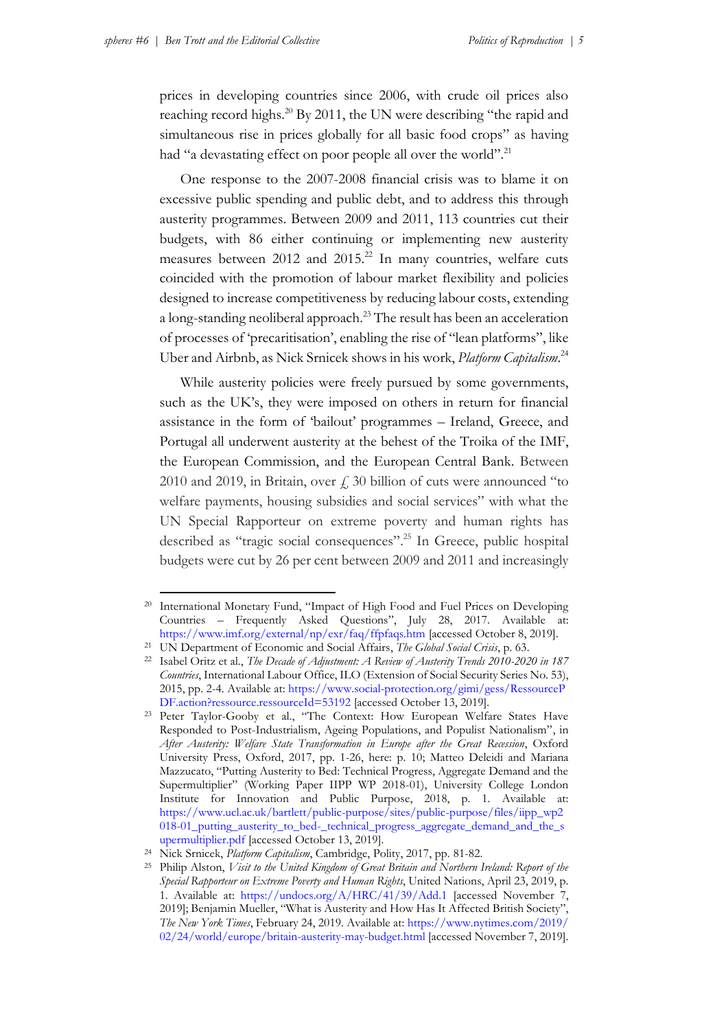prices in developing countries since 2006, with crude oil prices also reaching record highs.[20] By 2011, the UN were describing "the rapid and simultaneous rise in prices globally for all basic food crops" as having had "a devastating effect on poor people all over the world".[21]

One response to the 2007-2008 financial crisis was to blame it on excessive public spending and public debt, and to address this through austerity programmes. Between 2009 and 2011, 113 countries cut their budgets, with 86 either continuing or implementing new austerity measures between 2012 and 2015.[22] In many countries, welfare cuts coincided with the promotion of labour market flexibility and policies designed to increase competitiveness by reducing labour costs, extending a long-standing neoliberal approach.[23] The result has been an acceleration of processes of 'precaritisation', enabling the rise of "lean platforms", like Uber and Airbnb, as Nick Srnicek shows in his work, *Platform Capitalism*.[24]

While austerity policies were freely pursued by some governments, such as the UK's, they were imposed on others in return for financial assistance in the form of 'bailout' programmes – Ireland, Greece, and Portugal all underwent austerity at the behest of the Troika of the IMF, the European Commission, and the European Central Bank. Between 2010 and 2019, in Britain, over £ 30 billion of cuts were announced "to welfare payments, housing subsidies and social services" with what the UN Special Rapporteur on extreme poverty and human rights has described as "tragic social consequences".[25] In Greece, public hospital budgets were cut by 26 per cent between 2009 and 2011 and increasingly

---

[20] International Monetary Fund, "Impact of High Food and Fuel Prices on Developing Countries – Frequently Asked Questions", July 28, 2017. Available at: https://www.imf.org/external/np/exr/faq/ffpfaqs.htm [accessed October 8, 2019].

[21] UN Department of Economic and Social Affairs, *The Global Social Crisis*, p. 63.

[22] Isabel Ortiz et al., *The Decade of Adjustment: A Review of Austerity Trends 2010-2020 in 187 Countries*, International Labour Office, ILO (Extension of Social Security Series No. 53), 2015, pp. 2-4. Available at: https://www.social-protection.org/gimi/gess/RessourcePDF.action?ressource.ressourceId=53192 [accessed October 13, 2019].

[23] Peter Taylor-Gooby et al., "The Context: How European Welfare States Have Responded to Post-Industrialism, Ageing Populations, and Populist Nationalism", in *After Austerity: Welfare State Transformation in Europe after the Great Recession*, Oxford University Press, Oxford, 2017, pp. 1-26, here: p. 10; Matteo Deleidi and Mariana Mazzucato, "Putting Austerity to Bed: Technical Progress, Aggregate Demand and the Supermultiplier" (Working Paper IIPP WP 2018-01), University College London Institute for Innovation and Public Purpose, 2018, p. 1. Available at: https://www.ucl.ac.uk/bartlett/public-purpose/sites/public-purpose/files/iipp_wp2018-01_putting_austerity_to_bed-_technical_progress_aggregate_demand_and_the_supermultiplier.pdf [accessed October 13, 2019].

[24] Nick Srnicek, *Platform Capitalism*, Cambridge, Polity, 2017, pp. 81-82.

[25] Philip Alston, *Visit to the United Kingdom of Great Britain and Northern Ireland: Report of the Special Rapporteur on Extreme Poverty and Human Rights*, United Nations, April 23, 2019, p. 1. Available at: https://undocs.org/A/HRC/41/39/Add.1 [accessed November 7, 2019]; Benjamin Mueller, "What is Austerity and How Has It Affected British Society", *The New York Times*, February 24, 2019. Available at: https://www.nytimes.com/2019/02/24/world/europe/britain-austerity-may-budget.html [accessed November 7, 2019].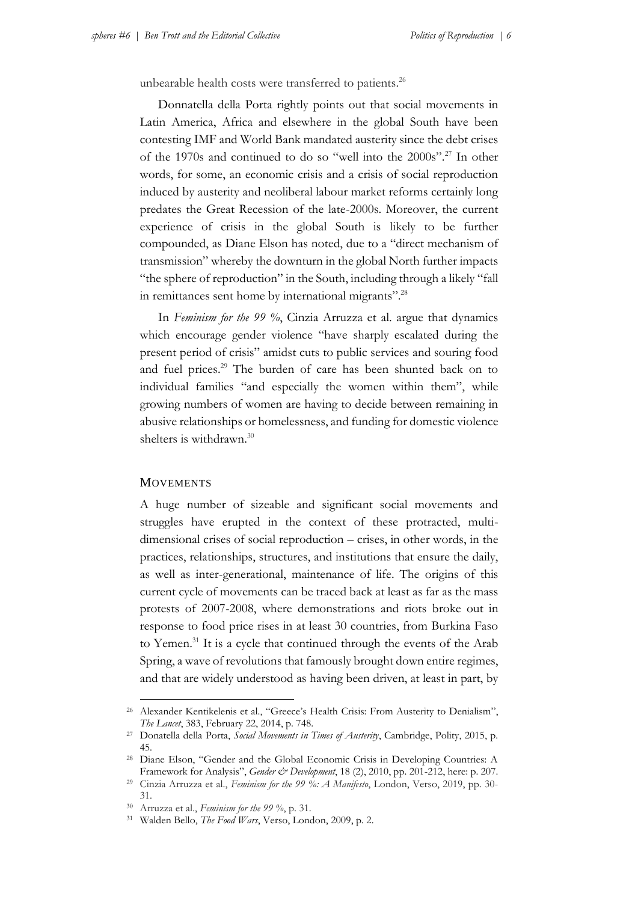unbearable health costs were transferred to patients.[26]

Donnatella della Porta rightly points out that social movements in Latin America, Africa and elsewhere in the global South have been contesting IMF and World Bank mandated austerity since the debt crises of the 1970s and continued to do so "well into the 2000s".[27] In other words, for some, an economic crisis and a crisis of social reproduction induced by austerity and neoliberal labour market reforms certainly long predates the Great Recession of the late-2000s. Moreover, the current experience of crisis in the global South is likely to be further compounded, as Diane Elson has noted, due to a "direct mechanism of transmission" whereby the downturn in the global North further impacts "the sphere of reproduction" in the South, including through a likely "fall in remittances sent home by international migrants".[28]

In *Feminism for the 99 %*, Cinzia Arruzza et al. argue that dynamics which encourage gender violence "have sharply escalated during the present period of crisis" amidst cuts to public services and souring food and fuel prices.[29] The burden of care has been shunted back on to individual families "and especially the women within them", while growing numbers of women are having to decide between remaining in abusive relationships or homelessness, and funding for domestic violence shelters is withdrawn.[30]

## MOVEMENTS

A huge number of sizeable and significant social movements and struggles have erupted in the context of these protracted, multi-dimensional crises of social reproduction – crises, in other words, in the practices, relationships, structures, and institutions that ensure the daily, as well as inter-generational, maintenance of life. The origins of this current cycle of movements can be traced back at least as far as the mass protests of 2007-2008, where demonstrations and riots broke out in response to food price rises in at least 30 countries, from Burkina Faso to Yemen.[31] It is a cycle that continued through the events of the Arab Spring, a wave of revolutions that famously brought down entire regimes, and that are widely understood as having been driven, at least in part, by

---

[26] Alexander Kentikelenis et al., "Greece's Health Crisis: From Austerity to Denialism", *The Lancet*, 383, February 22, 2014, p. 748.

[27] Donatella della Porta, *Social Movements in Times of Austerity*, Cambridge, Polity, 2015, p. 45.

[28] Diane Elson, "Gender and the Global Economic Crisis in Developing Countries: A Framework for Analysis", *Gender & Development*, 18 (2), 2010, pp. 201-212, here: p. 207.

[29] Cinzia Arruzza et al., *Feminism for the 99 %: A Manifesto*, London, Verso, 2019, pp. 30-31.

[30] Arruzza et al., *Feminism for the 99 %*, p. 31.

[31] Walden Bello, *The Food Wars*, Verso, London, 2009, p. 2.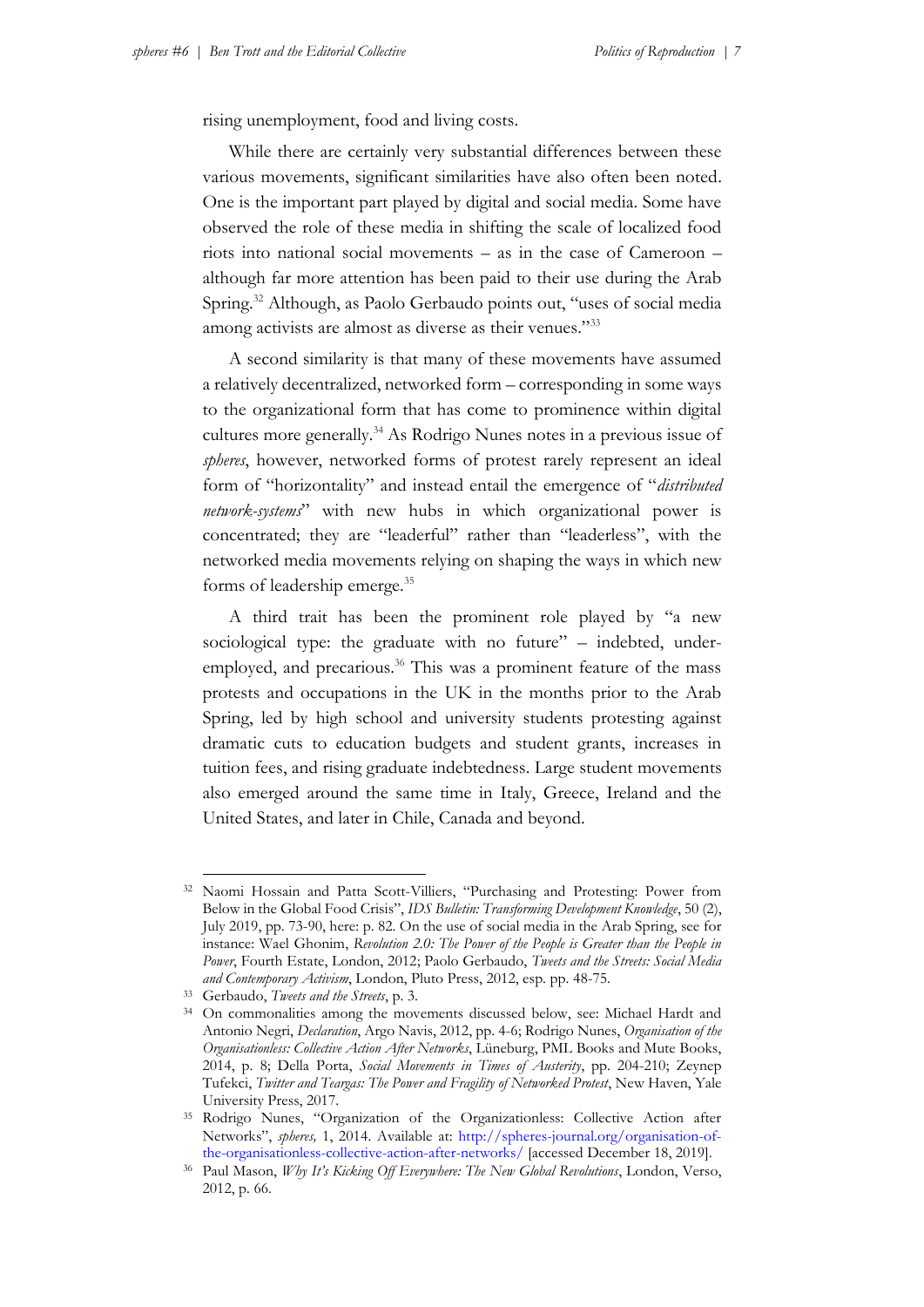rising unemployment, food and living costs.

While there are certainly very substantial differences between these various movements, significant similarities have also often been noted. One is the important part played by digital and social media. Some have observed the role of these media in shifting the scale of localized food riots into national social movements – as in the case of Cameroon – although far more attention has been paid to their use during the Arab Spring.[32] Although, as Paolo Gerbaudo points out, "uses of social media among activists are almost as diverse as their venues."[33]

A second similarity is that many of these movements have assumed a relatively decentralized, networked form – corresponding in some ways to the organizational form that has come to prominence within digital cultures more generally.[34] As Rodrigo Nunes notes in a previous issue of *spheres*, however, networked forms of protest rarely represent an ideal form of "horizontality" and instead entail the emergence of "*distributed network-systems*" with new hubs in which organizational power is concentrated; they are "leaderful" rather than "leaderless", with the networked media movements relying on shaping the ways in which new forms of leadership emerge.[35]

A third trait has been the prominent role played by "a new sociological type: the graduate with no future" – indebted, under-employed, and precarious.[36] This was a prominent feature of the mass protests and occupations in the UK in the months prior to the Arab Spring, led by high school and university students protesting against dramatic cuts to education budgets and student grants, increases in tuition fees, and rising graduate indebtedness. Large student movements also emerged around the same time in Italy, Greece, Ireland and the United States, and later in Chile, Canada and beyond.

---

[32] Naomi Hossain and Patta Scott-Villiers, "Purchasing and Protesting: Power from Below in the Global Food Crisis", *IDS Bulletin: Transforming Development Knowledge*, 50 (2), July 2019, pp. 73-90, here: p. 82. On the use of social media in the Arab Spring, see for instance: Wael Ghonim, *Revolution 2.0: The Power of the People is Greater than the People in Power*, Fourth Estate, London, 2012; Paolo Gerbaudo, *Tweets and the Streets: Social Media and Contemporary Activism*, London, Pluto Press, 2012, esp. pp. 48-75.

[33] Gerbaudo, *Tweets and the Streets*, p. 3.

[34] On commonalities among the movements discussed below, see: Michael Hardt and Antonio Negri, *Declaration*, Argo Navis, 2012, pp. 4-6; Rodrigo Nunes, *Organisation of the Organisationless: Collective Action After Networks*, Lüneburg, PML Books and Mute Books, 2014, p. 8; Della Porta, *Social Movements in Times of Austerity*, pp. 204-210; Zeynep Tufekci, *Twitter and Teargas: The Power and Fragility of Networked Protest*, New Haven, Yale University Press, 2017.

[35] Rodrigo Nunes, "Organization of the Organizationless: Collective Action after Networks", *spheres,* 1, 2014. Available at: http://spheres-journal.org/organisation-of-the-organisationless-collective-action-after-networks/ [accessed December 18, 2019].

[36] Paul Mason, *Why It's Kicking Off Everywhere: The New Global Revolutions*, London, Verso, 2012, p. 66.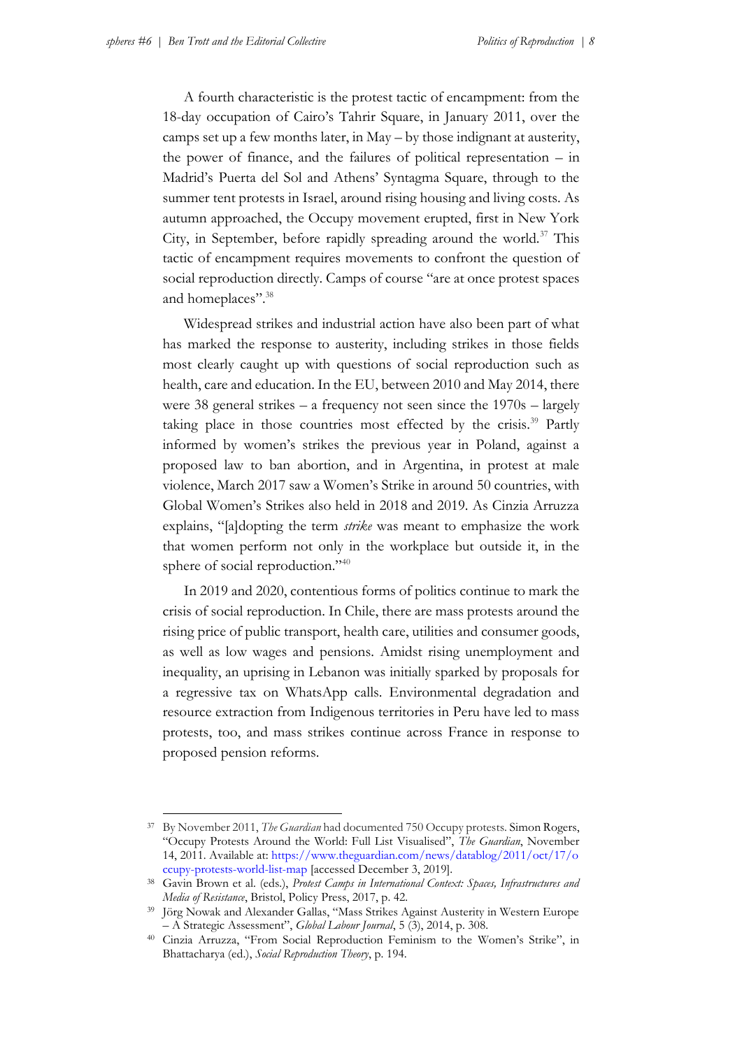A fourth characteristic is the protest tactic of encampment: from the 18-day occupation of Cairo's Tahrir Square, in January 2011, over the camps set up a few months later, in May – by those indignant at austerity, the power of finance, and the failures of political representation – in Madrid's Puerta del Sol and Athens' Syntagma Square, through to the summer tent protests in Israel, around rising housing and living costs. As autumn approached, the Occupy movement erupted, first in New York City, in September, before rapidly spreading around the world.[37] This tactic of encampment requires movements to confront the question of social reproduction directly. Camps of course "are at once protest spaces and homeplaces".[38]

Widespread strikes and industrial action have also been part of what has marked the response to austerity, including strikes in those fields most clearly caught up with questions of social reproduction such as health, care and education. In the EU, between 2010 and May 2014, there were 38 general strikes – a frequency not seen since the 1970s – largely taking place in those countries most effected by the crisis.[39] Partly informed by women's strikes the previous year in Poland, against a proposed law to ban abortion, and in Argentina, in protest at male violence, March 2017 saw a Women's Strike in around 50 countries, with Global Women's Strikes also held in 2018 and 2019. As Cinzia Arruzza explains, "[a]dopting the term *strike* was meant to emphasize the work that women perform not only in the workplace but outside it, in the sphere of social reproduction."[40]

In 2019 and 2020, contentious forms of politics continue to mark the crisis of social reproduction. In Chile, there are mass protests around the rising price of public transport, health care, utilities and consumer goods, as well as low wages and pensions. Amidst rising unemployment and inequality, an uprising in Lebanon was initially sparked by proposals for a regressive tax on WhatsApp calls. Environmental degradation and resource extraction from Indigenous territories in Peru have led to mass protests, too, and mass strikes continue across France in response to proposed pension reforms.

---

[37] By November 2011, *The Guardian* had documented 750 Occupy protests. Simon Rogers, "Occupy Protests Around the World: Full List Visualised", *The Guardian*, November 14, 2011. Available at: https://www.theguardian.com/news/datablog/2011/oct/17/occupy-protests-world-list-map [accessed December 3, 2019].

[38] Gavin Brown et al. (eds.), *Protest Camps in International Context: Spaces, Infrastructures and Media of Resistance*, Bristol, Policy Press, 2017, p. 42.

[39] Jörg Nowak and Alexander Gallas, "Mass Strikes Against Austerity in Western Europe – A Strategic Assessment", *Global Labour Journal*, 5 (3), 2014, p. 308.

[40] Cinzia Arruzza, "From Social Reproduction Feminism to the Women's Strike", in Bhattacharya (ed.), *Social Reproduction Theory*, p. 194.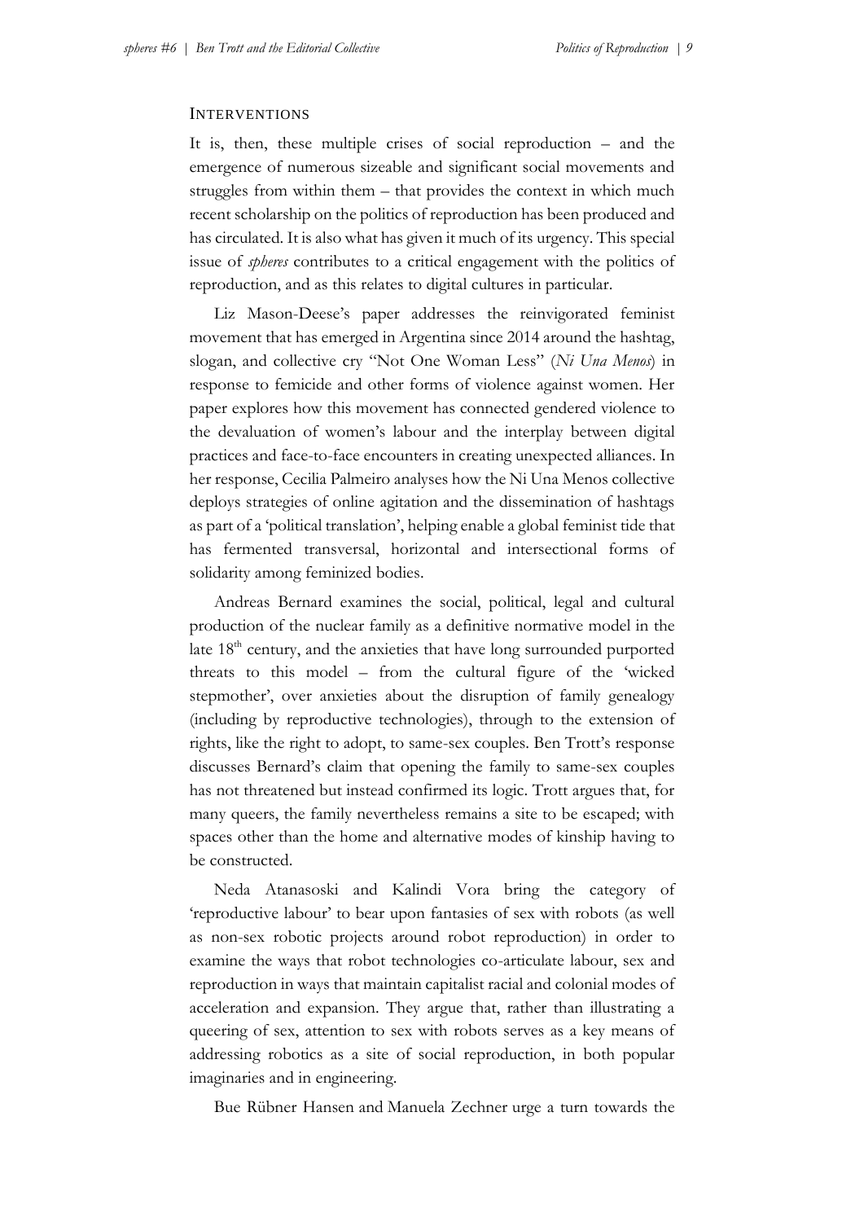### Interventions

It is, then, these multiple crises of social reproduction – and the emergence of numerous sizeable and significant social movements and struggles from within them – that provides the context in which much recent scholarship on the politics of reproduction has been produced and has circulated. It is also what has given it much of its urgency. This special issue of *spheres* contributes to a critical engagement with the politics of reproduction, and as this relates to digital cultures in particular.

Liz Mason-Deese's paper addresses the reinvigorated feminist movement that has emerged in Argentina since 2014 around the hashtag, slogan, and collective cry "Not One Woman Less" (*Ni Una Menos*) in response to femicide and other forms of violence against women. Her paper explores how this movement has connected gendered violence to the devaluation of women's labour and the interplay between digital practices and face-to-face encounters in creating unexpected alliances. In her response, Cecilia Palmeiro analyses how the Ni Una Menos collective deploys strategies of online agitation and the dissemination of hashtags as part of a 'political translation', helping enable a global feminist tide that has fermented transversal, horizontal and intersectional forms of solidarity among feminized bodies.

Andreas Bernard examines the social, political, legal and cultural production of the nuclear family as a definitive normative model in the late 18th century, and the anxieties that have long surrounded purported threats to this model – from the cultural figure of the 'wicked stepmother', over anxieties about the disruption of family genealogy (including by reproductive technologies), through to the extension of rights, like the right to adopt, to same-sex couples. Ben Trott's response discusses Bernard's claim that opening the family to same-sex couples has not threatened but instead confirmed its logic. Trott argues that, for many queers, the family nevertheless remains a site to be escaped; with spaces other than the home and alternative modes of kinship having to be constructed.

Neda Atanasoski and Kalindi Vora bring the category of 'reproductive labour' to bear upon fantasies of sex with robots (as well as non-sex robotic projects around robot reproduction) in order to examine the ways that robot technologies co-articulate labour, sex and reproduction in ways that maintain capitalist racial and colonial modes of acceleration and expansion. They argue that, rather than illustrating a queering of sex, attention to sex with robots serves as a key means of addressing robotics as a site of social reproduction, in both popular imaginaries and in engineering.

Bue Rübner Hansen and Manuela Zechner urge a turn towards the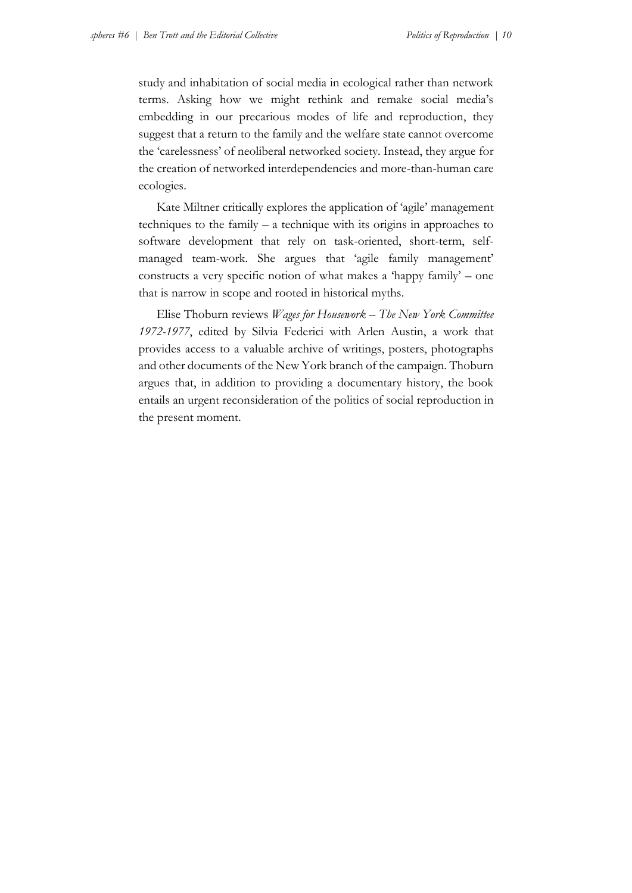study and inhabitation of social media in ecological rather than network terms. Asking how we might rethink and remake social media's embedding in our precarious modes of life and reproduction, they suggest that a return to the family and the welfare state cannot overcome the 'carelessness' of neoliberal networked society. Instead, they argue for the creation of networked interdependencies and more-than-human care ecologies.

Kate Miltner critically explores the application of 'agile' management techniques to the family – a technique with its origins in approaches to software development that rely on task-oriented, short-term, self-managed team-work. She argues that 'agile family management' constructs a very specific notion of what makes a 'happy family' – one that is narrow in scope and rooted in historical myths.

Elise Thoburn reviews *Wages for Housework – The New York Committee 1972-1977*, edited by Silvia Federici with Arlen Austin, a work that provides access to a valuable archive of writings, posters, photographs and other documents of the New York branch of the campaign. Thoburn argues that, in addition to providing a documentary history, the book entails an urgent reconsideration of the politics of social reproduction in the present moment.